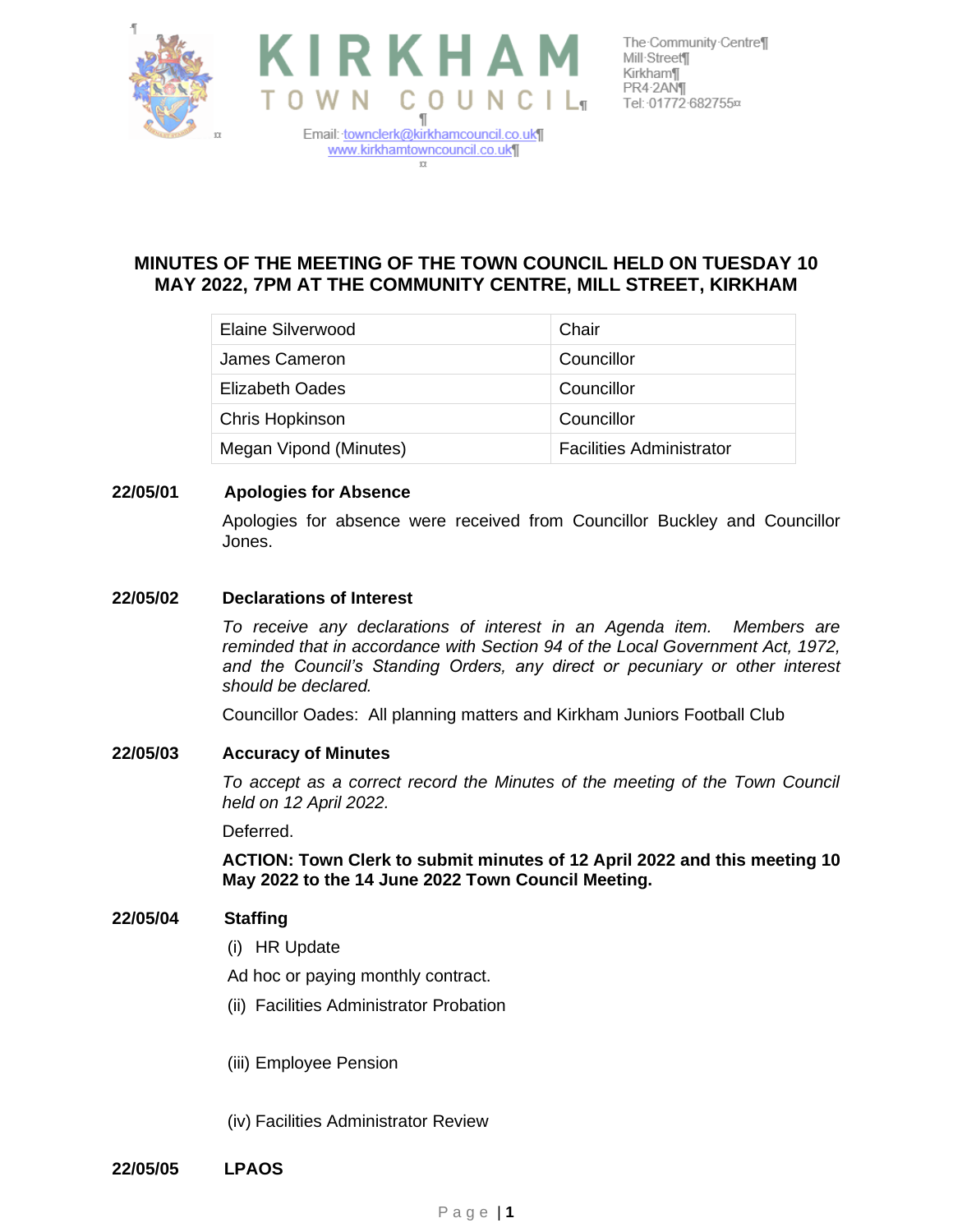# KIRKHAM TOWN COUNCIL

Email: townclerk@kirkhamcouncil.co.uk
www.kirkhamtowncouncil.co.uk

The Community Centre
Mill Street
Kirkham
PR4 2AN
Tel: 01772 682755

## MINUTES OF THE MEETING OF THE TOWN COUNCIL HELD ON TUESDAY 10 MAY 2022, 7PM AT THE COMMUNITY CENTRE, MILL STREET, KIRKHAM

| | |
|---|---|
| Elaine Silverwood | Chair |
| James Cameron | Councillor |
| Elizabeth Oades | Councillor |
| Chris Hopkinson | Councillor |
| Megan Vipond (Minutes) | Facilities Administrator |

**22/05/01 Apologies for Absence**

Apologies for absence were received from Councillor Buckley and Councillor Jones.

**22/05/02 Declarations of Interest**

*To receive any declarations of interest in an Agenda item. Members are reminded that in accordance with Section 94 of the Local Government Act, 1972, and the Council's Standing Orders, any direct or pecuniary or other interest should be declared.*

Councillor Oades: All planning matters and Kirkham Juniors Football Club

**22/05/03 Accuracy of Minutes**

*To accept as a correct record the Minutes of the meeting of the Town Council held on 12 April 2022.*

Deferred.

**ACTION: Town Clerk to submit minutes of 12 April 2022 and this meeting 10 May 2022 to the 14 June 2022 Town Council Meeting.**

**22/05/04 Staffing**

(i) HR Update

Ad hoc or paying monthly contract.

(ii) Facilities Administrator Probation

(iii) Employee Pension

(iv) Facilities Administrator Review

**22/05/05 LPAOS**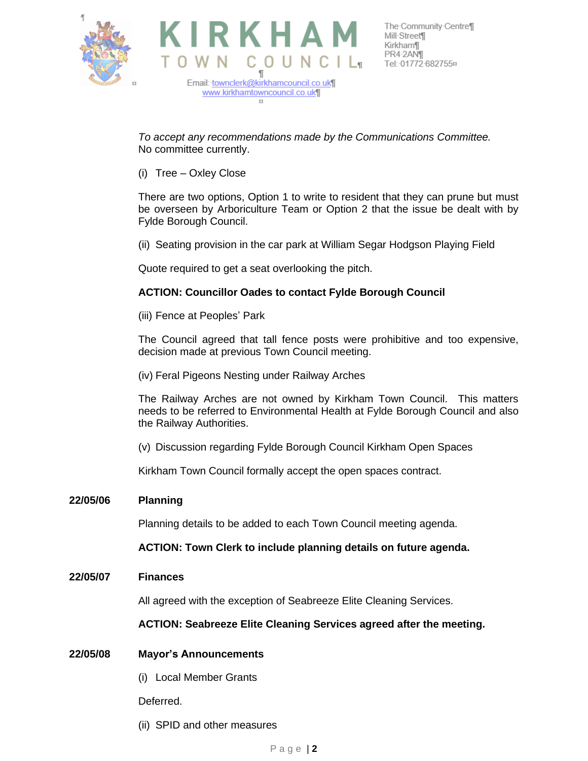*To accept any recommendations made by the Communications Committee.*
No committee currently.

(i) Tree – Oxley Close

There are two options, Option 1 to write to resident that they can prune but must be overseen by Arboriculture Team or Option 2 that the issue be dealt with by Fylde Borough Council.

(ii) Seating provision in the car park at William Segar Hodgson Playing Field

Quote required to get a seat overlooking the pitch.

**ACTION: Councillor Oades to contact Fylde Borough Council**

(iii) Fence at Peoples' Park

The Council agreed that tall fence posts were prohibitive and too expensive, decision made at previous Town Council meeting.

(iv) Feral Pigeons Nesting under Railway Arches

The Railway Arches are not owned by Kirkham Town Council. This matters needs to be referred to Environmental Health at Fylde Borough Council and also the Railway Authorities.

(v) Discussion regarding Fylde Borough Council Kirkham Open Spaces

Kirkham Town Council formally accept the open spaces contract.

**22/05/06 Planning**

Planning details to be added to each Town Council meeting agenda.

**ACTION: Town Clerk to include planning details on future agenda.**

**22/05/07 Finances**

All agreed with the exception of Seabreeze Elite Cleaning Services.

**ACTION: Seabreeze Elite Cleaning Services agreed after the meeting.**

**22/05/08 Mayor's Announcements**

(i) Local Member Grants

Deferred.

(ii) SPID and other measures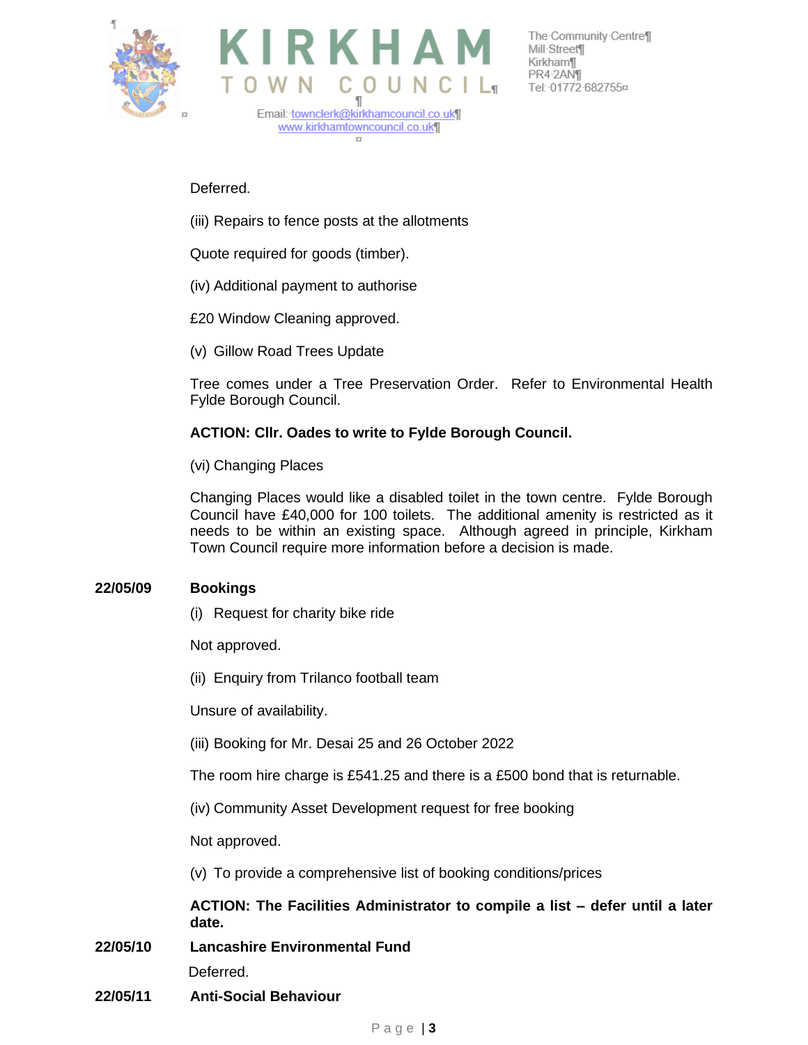Deferred.

(iii) Repairs to fence posts at the allotments

Quote required for goods (timber).

(iv) Additional payment to authorise

£20 Window Cleaning approved.

(v) Gillow Road Trees Update

Tree comes under a Tree Preservation Order. Refer to Environmental Health Fylde Borough Council.

**ACTION: Cllr. Oades to write to Fylde Borough Council.**

(vi) Changing Places

Changing Places would like a disabled toilet in the town centre. Fylde Borough Council have £40,000 for 100 toilets. The additional amenity is restricted as it needs to be within an existing space. Although agreed in principle, Kirkham Town Council require more information before a decision is made.

**22/05/09 Bookings**

(i) Request for charity bike ride

Not approved.

(ii) Enquiry from Trilanco football team

Unsure of availability.

(iii) Booking for Mr. Desai 25 and 26 October 2022

The room hire charge is £541.25 and there is a £500 bond that is returnable.

(iv) Community Asset Development request for free booking

Not approved.

(v) To provide a comprehensive list of booking conditions/prices

**ACTION: The Facilities Administrator to compile a list – defer until a later date.**

**22/05/10 Lancashire Environmental Fund**

Deferred.

**22/05/11 Anti-Social Behaviour**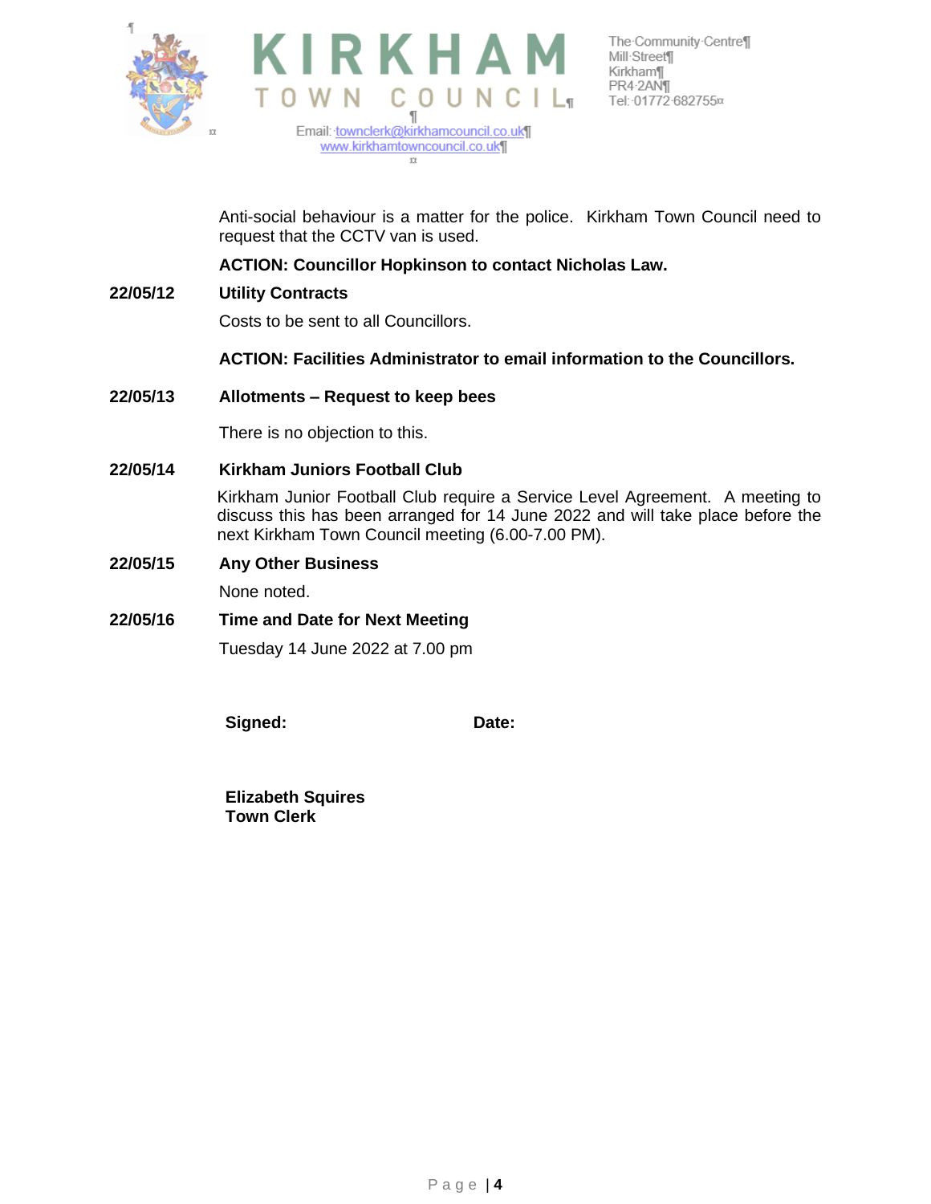Anti-social behaviour is a matter for the police. Kirkham Town Council need to request that the CCTV van is used.

**ACTION: Councillor Hopkinson to contact Nicholas Law.**

**22/05/12 Utility Contracts**

Costs to be sent to all Councillors.

**ACTION: Facilities Administrator to email information to the Councillors.**

**22/05/13 Allotments – Request to keep bees**

There is no objection to this.

**22/05/14 Kirkham Juniors Football Club**

Kirkham Junior Football Club require a Service Level Agreement. A meeting to discuss this has been arranged for 14 June 2022 and will take place before the next Kirkham Town Council meeting (6.00-7.00 PM).

**22/05/15 Any Other Business**

None noted.

**22/05/16 Time and Date for Next Meeting**

Tuesday 14 June 2022 at 7.00 pm

**Signed:** **Date:**

**Elizabeth Squires**
**Town Clerk**